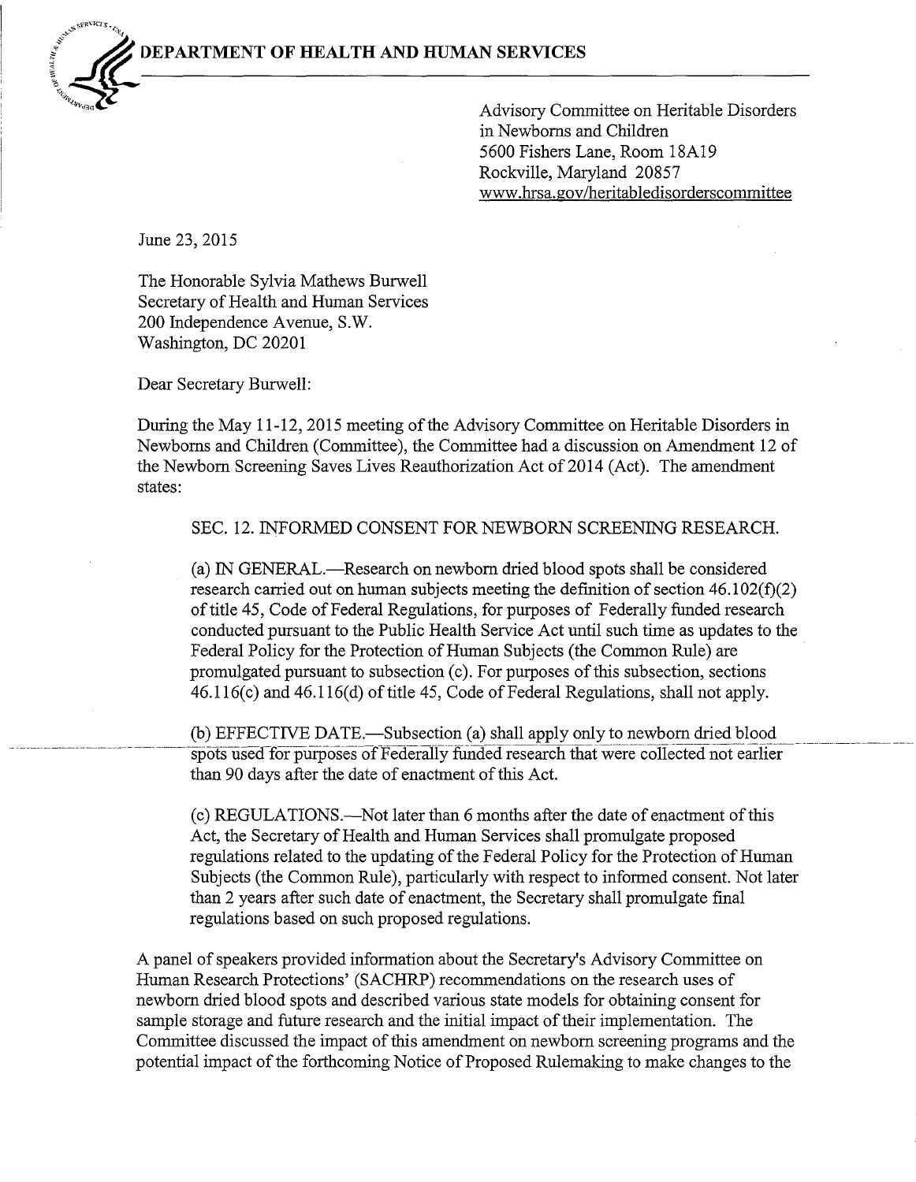**DEPARTMENT OF HEALTH AND HUMAN SERVICES**

Advisory Committee on Heritable Disorders
in Newborns and Children
5600 Fishers Lane, Room 18A19
Rockville, Maryland 20857
www.hrsa.gov/heritabledisorderscommittee

June 23, 2015

The Honorable Sylvia Mathews Burwell
Secretary of Health and Human Services
200 Independence Avenue, S.W.
Washington, DC 20201

Dear Secretary Burwell:

During the May 11-12, 2015 meeting of the Advisory Committee on Heritable Disorders in Newborns and Children (Committee), the Committee had a discussion on Amendment 12 of the Newborn Screening Saves Lives Reauthorization Act of 2014 (Act). The amendment states:

> SEC. 12. INFORMED CONSENT FOR NEWBORN SCREENING RESEARCH.
>
> (a) IN GENERAL.—Research on newborn dried blood spots shall be considered research carried out on human subjects meeting the definition of section 46.102(f)(2) of title 45, Code of Federal Regulations, for purposes of Federally funded research conducted pursuant to the Public Health Service Act until such time as updates to the Federal Policy for the Protection of Human Subjects (the Common Rule) are promulgated pursuant to subsection (c). For purposes of this subsection, sections 46.116(c) and 46.116(d) of title 45, Code of Federal Regulations, shall not apply.
>
> (b) EFFECTIVE DATE.—Subsection (a) shall apply only to newborn dried blood spots used for purposes of Federally funded research that were collected not earlier than 90 days after the date of enactment of this Act.
>
> (c) REGULATIONS.—Not later than 6 months after the date of enactment of this Act, the Secretary of Health and Human Services shall promulgate proposed regulations related to the updating of the Federal Policy for the Protection of Human Subjects (the Common Rule), particularly with respect to informed consent. Not later than 2 years after such date of enactment, the Secretary shall promulgate final regulations based on such proposed regulations.

A panel of speakers provided information about the Secretary's Advisory Committee on Human Research Protections' (SACHRP) recommendations on the research uses of newborn dried blood spots and described various state models for obtaining consent for sample storage and future research and the initial impact of their implementation. The Committee discussed the impact of this amendment on newborn screening programs and the potential impact of the forthcoming Notice of Proposed Rulemaking to make changes to the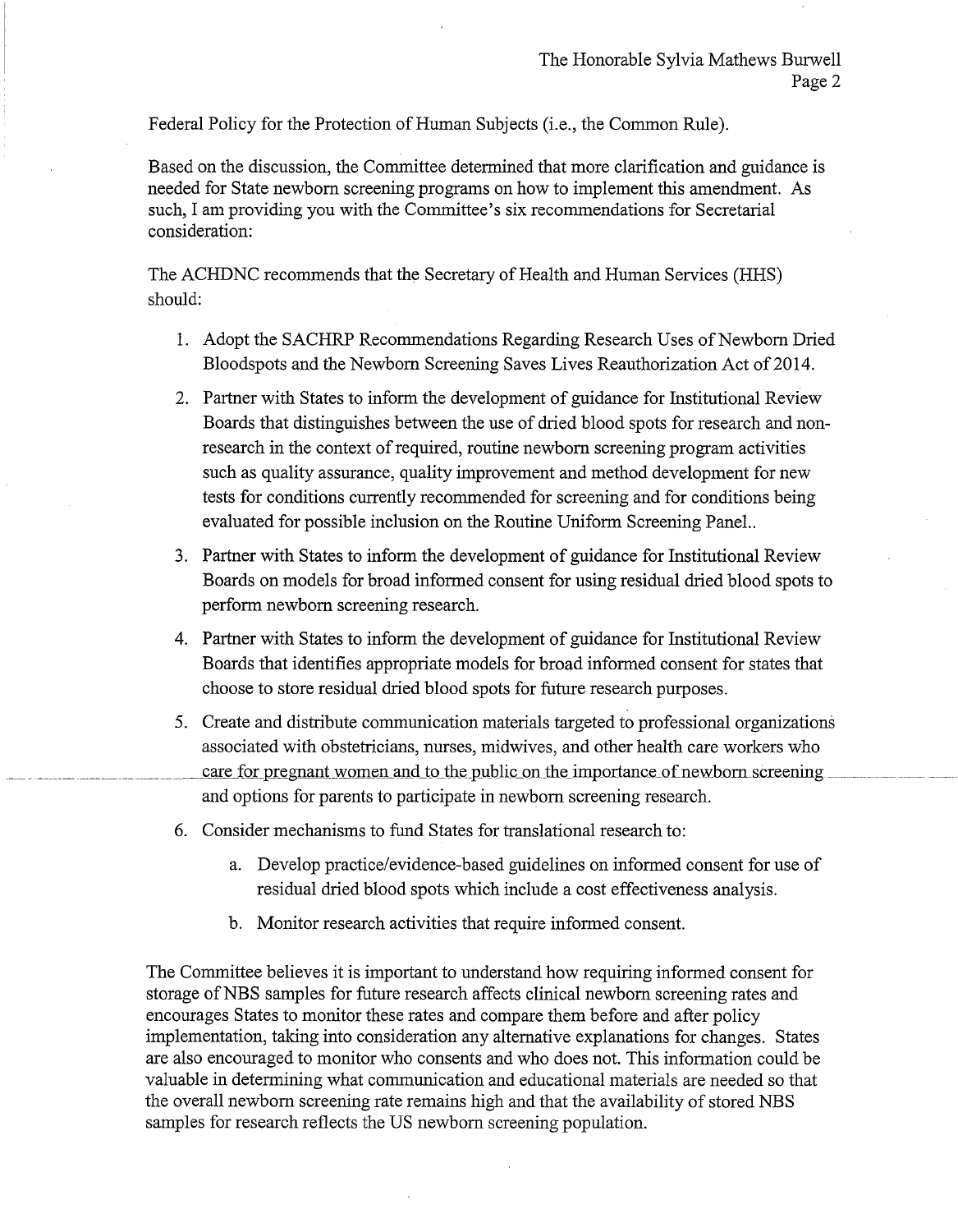Federal Policy for the Protection of Human Subjects (i.e., the Common Rule).

Based on the discussion, the Committee determined that more clarification and guidance is needed for State newborn screening programs on how to implement this amendment. As such, I am providing you with the Committee's six recommendations for Secretarial consideration:

The ACHDNC recommends that the Secretary of Health and Human Services (HHS) should:

1. Adopt the SACHRP Recommendations Regarding Research Uses of Newborn Dried Bloodspots and the Newborn Screening Saves Lives Reauthorization Act of 2014.
2. Partner with States to inform the development of guidance for Institutional Review Boards that distinguishes between the use of dried blood spots for research and non-research in the context of required, routine newborn screening program activities such as quality assurance, quality improvement and method development for new tests for conditions currently recommended for screening and for conditions being evaluated for possible inclusion on the Routine Uniform Screening Panel..
3. Partner with States to inform the development of guidance for Institutional Review Boards on models for broad informed consent for using residual dried blood spots to perform newborn screening research.
4. Partner with States to inform the development of guidance for Institutional Review Boards that identifies appropriate models for broad informed consent for states that choose to store residual dried blood spots for future research purposes.
5. Create and distribute communication materials targeted to professional organizations associated with obstetricians, nurses, midwives, and other health care workers who care for pregnant women and to the public on the importance of newborn screening and options for parents to participate in newborn screening research.
6. Consider mechanisms to fund States for translational research to:
    a. Develop practice/evidence-based guidelines on informed consent for use of residual dried blood spots which include a cost effectiveness analysis.
    b. Monitor research activities that require informed consent.

The Committee believes it is important to understand how requiring informed consent for storage of NBS samples for future research affects clinical newborn screening rates and encourages States to monitor these rates and compare them before and after policy implementation, taking into consideration any alternative explanations for changes. States are also encouraged to monitor who consents and who does not. This information could be valuable in determining what communication and educational materials are needed so that the overall newborn screening rate remains high and that the availability of stored NBS samples for research reflects the US newborn screening population.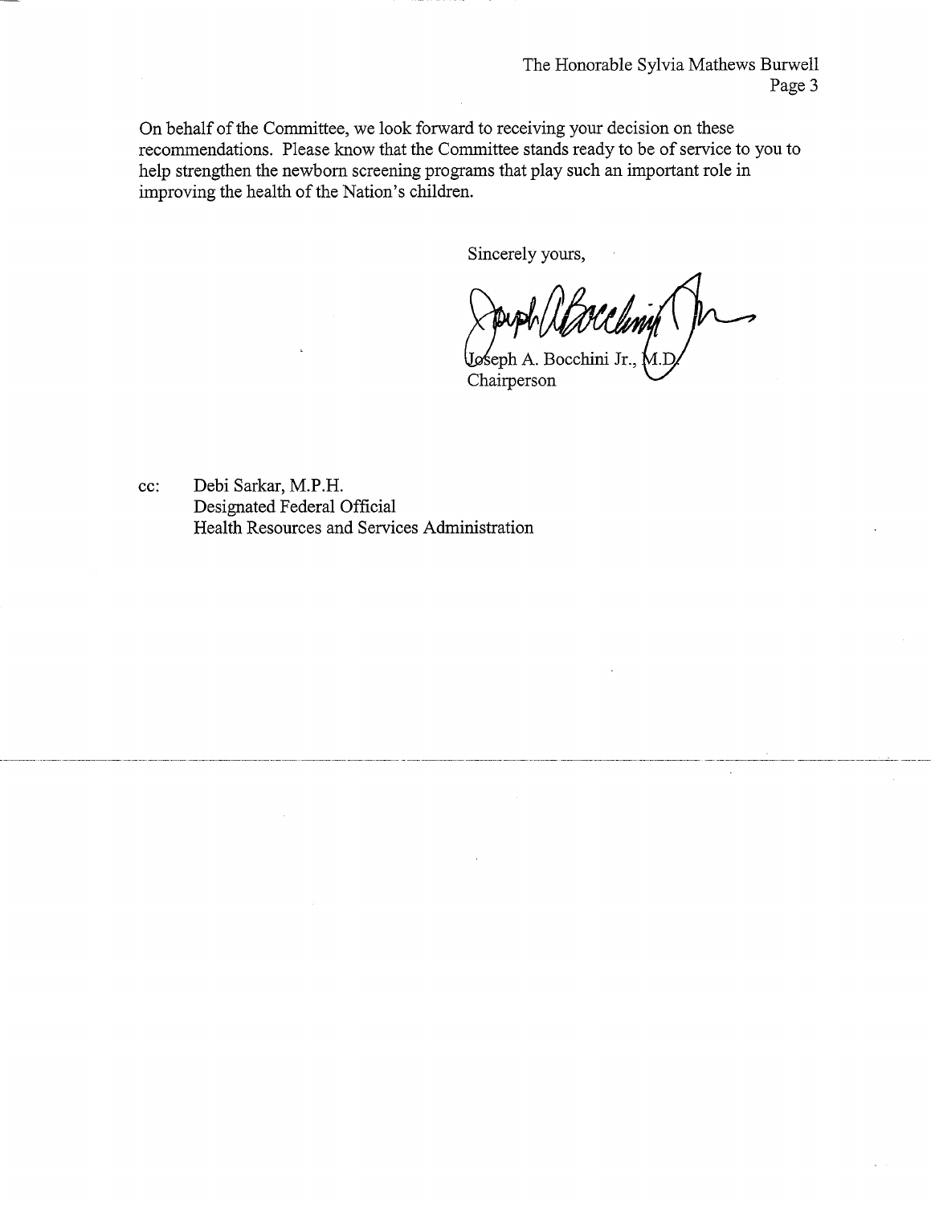On behalf of the Committee, we look forward to receiving your decision on these recommendations. Please know that the Committee stands ready to be of service to you to help strengthen the newborn screening programs that play such an important role in improving the health of the Nation's children.

Sincerely yours,

Joseph A. Bocchini Jr., M.D.
Chairperson

cc: Debi Sarkar, M.P.H.
Designated Federal Official
Health Resources and Services Administration